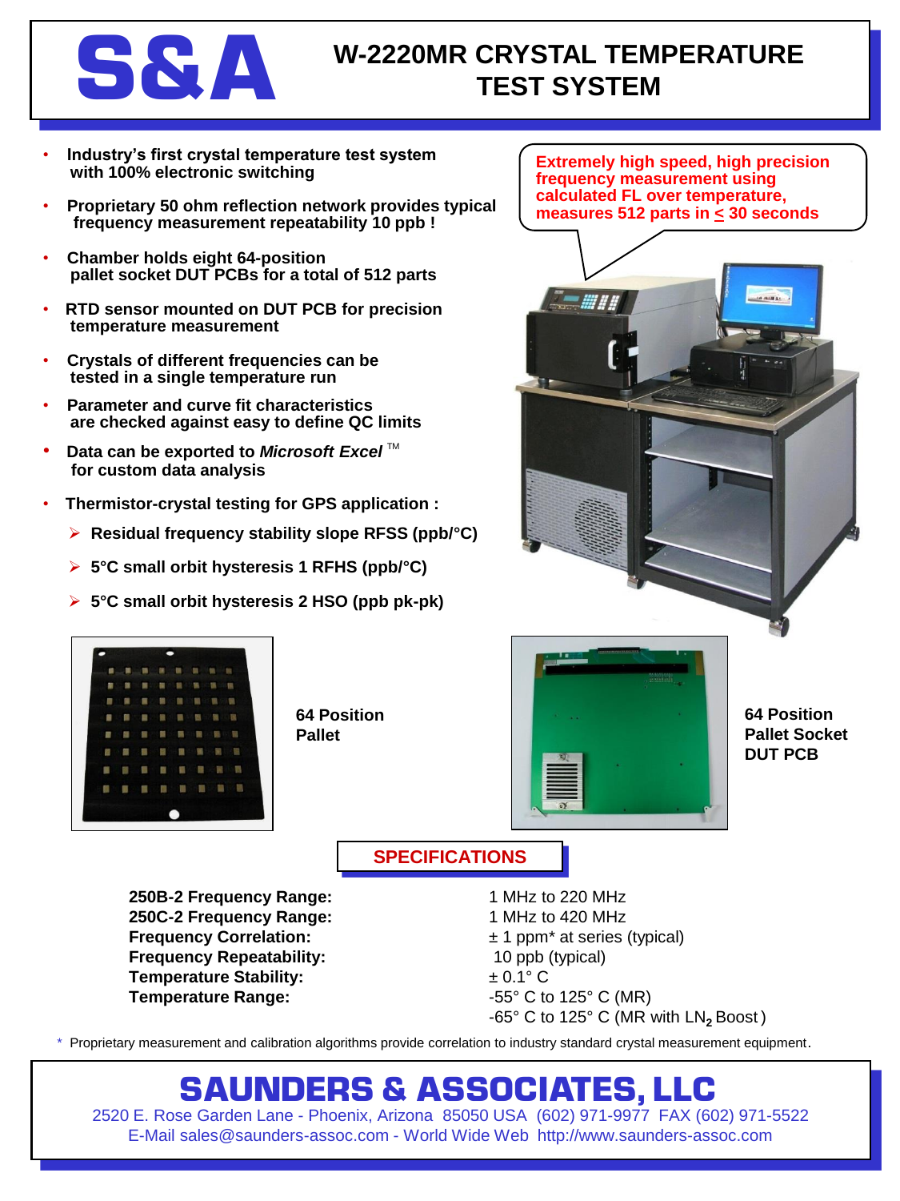# S&A

# W-2220MR CRYSTAL TEMPERATURE TEST SYSTEM

- **Industry's first crystal temperature test system with 100% electronic switching**
- **Proprietary 50 ohm reflection network provides typical frequency measurement repeatability 10 ppb !**
- **Chamber holds eight 64-position pallet socket DUT PCBs for a total of 512 parts**
- **RTD sensor mounted on DUT PCB for precision temperature measurement**
- **Crystals of different frequencies can be tested in a single temperature run**
- **Parameter and curve fit characteristics are checked against easy to define QC limits**
- **Data can be exported to *Microsoft Excel* ™ for custom data analysis**
- **Thermistor-crystal testing for GPS application :**
  - **Residual frequency stability slope RFSS (ppb/°C)**
  - **5°C small orbit hysteresis 1 RFHS (ppb/°C)**
  - **5°C small orbit hysteresis 2 HSO (ppb pk-pk)**

**Extremely high speed, high precision frequency measurement using calculated FL over temperature, measures 512 parts in ≤ 30 seconds**

**64 Position Pallet**

**64 Position Pallet Socket DUT PCB**

## SPECIFICATIONS

| | |
|---|---|
| **250B-2 Frequency Range:** | 1 MHz to 220 MHz |
| **250C-2 Frequency Range:** | 1 MHz to 420 MHz |
| **Frequency Correlation:** | ± 1 ppm* at series (typical) |
| **Frequency Repeatability:** | 10 ppb (typical) |
| **Temperature Stability:** | ± 0.1° C |
| **Temperature Range:** | -55° C to 125° C (MR) |
| | -65° C to 125° C (MR with $LN_2$ Boost) |

\* Proprietary measurement and calibration algorithms provide correlation to industry standard crystal measurement equipment.

## SAUNDERS & ASSOCIATES, LLC

2520 E. Rose Garden Lane - Phoenix, Arizona 85050 USA (602) 971-9977 FAX (602) 971-5522
E-Mail sales@saunders-assoc.com - World Wide Web http://www.saunders-assoc.com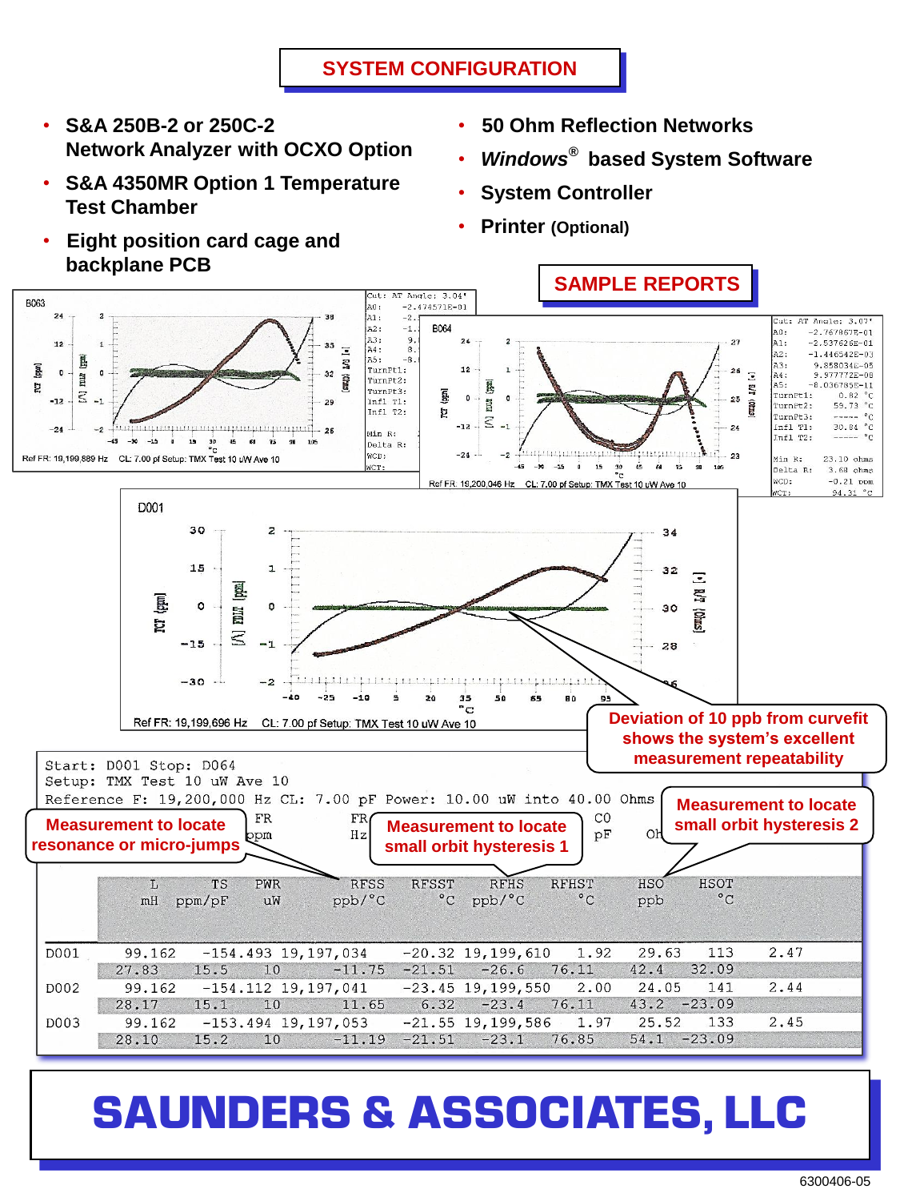## SYSTEM CONFIGURATION

- **S&A 250B-2 or 250C-2 Network Analyzer with OCXO Option**
- **S&A 4350MR Option 1 Temperature Test Chamber**
- **Eight position card cage and backplane PCB**
- **50 Ohm Reflection Networks**
- ***Windows*® based System Software**
- **System Controller**
- **Printer (Optional)**

## SAMPLE REPORTS

B063

Cut: AT Angle: 3.04°
A0: -2.474571E-01

Ref FR: 19,199,889 Hz CL: 7.00 pf Setup: TMX Test 10 uW Ave 10

B064

Cut: AT Angle: 3.07°
A0: -2.767867E-01
A1: -2.537626E-01
A2: -1.446542E-03
A3: 9.858034E-05
A4: 9.977772E-08
A5: -8.036785E-11
TurnPt1: 0.82 °C
TurnPt2: 59.73 °C
TurnPt3: ----- °C
Infl T1: 30.04 °C
Infl T2: ----- °C
Min R: 23.10 ohms
Delta R: 3.68 ohms
WCD: -0.21 ppm
WCT: 94.31 °C

Ref FR: 19,200,046 Hz CL: 7.00 pf Setup: TMX Test 10 uW Ave 10

D001

Ref FR: 19,199,696 Hz CL: 7.00 pf Setup: TMX Test 10 uW Ave 10

**Deviation of 10 ppb from curvefit shows the system's excellent measurement repeatability**

```
Start: D001 Stop: D064
Setup: TMX Test 10 uW Ave 10
Reference F: 19,200,000 Hz CL: 7.00 pF Power: 10.00 uW into 40.00 Ohms
```

**Measurement to locate resonance or micro-jumps**

**Measurement to locate small orbit hysteresis 1**

**Measurement to locate small orbit hysteresis 2**

| | FR ppm | FR Hz | | | C0 pF | Oh | |
|---|---|---|---|---|---|---|---|
| L mH | TS ppm/pF | PWR uW | RFSS ppb/°C | RFSST °C | RFHS ppb/°C | RFHST °C | HSO ppb | HSOT °C |

| | | | | | | | | |
|---|---|---|---|---|---|---|---|---|
| D001 | 99.162 | -154.493 | 19,197,034 | -20.32 | 19,199,610 | 1.92 | 29.63 | 113 | 2.47 |
| | 27.83 | 15.5 | 10 | -11.75 | -21.51 | -26.6 | 76.11 | 42.4 | 32.09 |
| D002 | 99.162 | -154.112 | 19,197,041 | -23.45 | 19,199,550 | 2.00 | 24.05 | 141 | 2.44 |
| | 28.17 | 15.1 | 10 | 11.65 | 6.32 | -23.4 | 76.11 | 43.2 | -23.09 |
| D003 | 99.162 | -153.494 | 19,197,053 | -21.55 | 19,199,586 | 1.97 | 25.52 | 133 | 2.45 |
| | 28.10 | 15.2 | 10 | -11.19 | -21.51 | -23.1 | 76.85 | 54.1 | -23.09 |

# SAUNDERS & ASSOCIATES, LLC

6300406-05